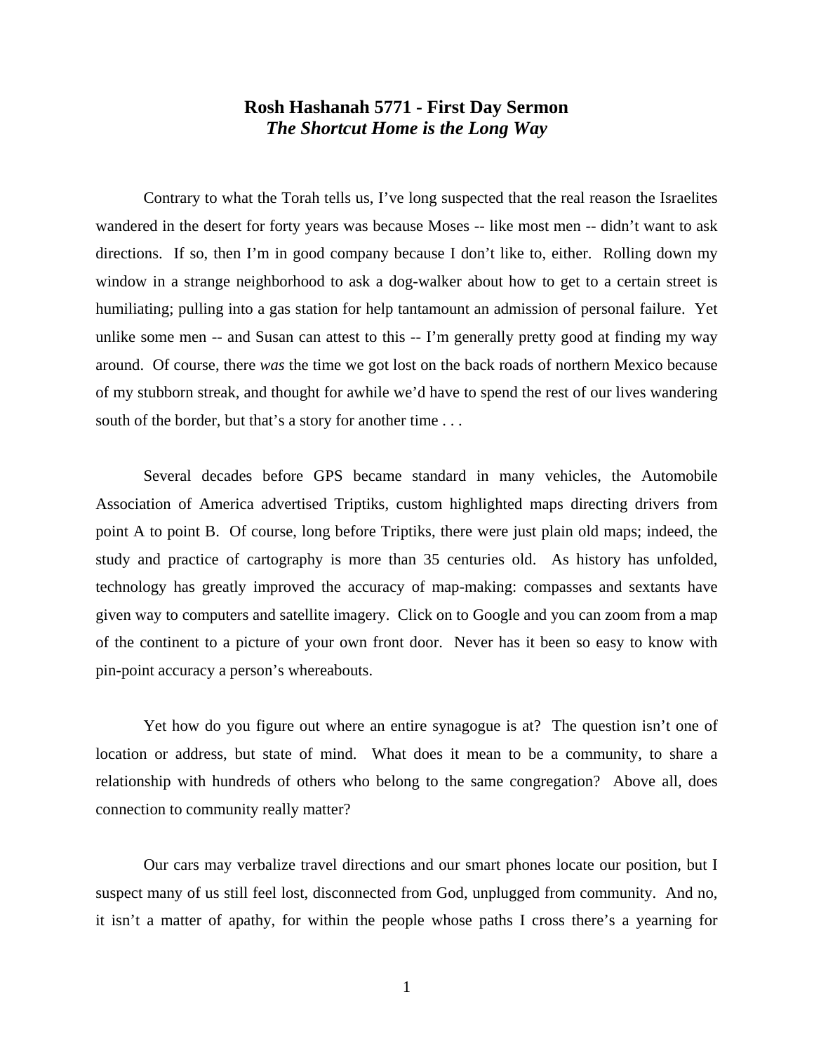**Rosh Hashanah 5771 - First Day Sermon**
***The Shortcut Home is the Long Way***

Contrary to what the Torah tells us, I've long suspected that the real reason the Israelites wandered in the desert for forty years was because Moses -- like most men -- didn't want to ask directions. If so, then I'm in good company because I don't like to, either. Rolling down my window in a strange neighborhood to ask a dog-walker about how to get to a certain street is humiliating; pulling into a gas station for help tantamount an admission of personal failure. Yet unlike some men -- and Susan can attest to this -- I'm generally pretty good at finding my way around. Of course, there *was* the time we got lost on the back roads of northern Mexico because of my stubborn streak, and thought for awhile we'd have to spend the rest of our lives wandering south of the border, but that's a story for another time . . .

Several decades before GPS became standard in many vehicles, the Automobile Association of America advertised Triptiks, custom highlighted maps directing drivers from point A to point B. Of course, long before Triptiks, there were just plain old maps; indeed, the study and practice of cartography is more than 35 centuries old. As history has unfolded, technology has greatly improved the accuracy of map-making: compasses and sextants have given way to computers and satellite imagery. Click on to Google and you can zoom from a map of the continent to a picture of your own front door. Never has it been so easy to know with pin-point accuracy a person's whereabouts.

Yet how do you figure out where an entire synagogue is at? The question isn't one of location or address, but state of mind. What does it mean to be a community, to share a relationship with hundreds of others who belong to the same congregation? Above all, does connection to community really matter?

Our cars may verbalize travel directions and our smart phones locate our position, but I suspect many of us still feel lost, disconnected from God, unplugged from community. And no, it isn't a matter of apathy, for within the people whose paths I cross there's a yearning for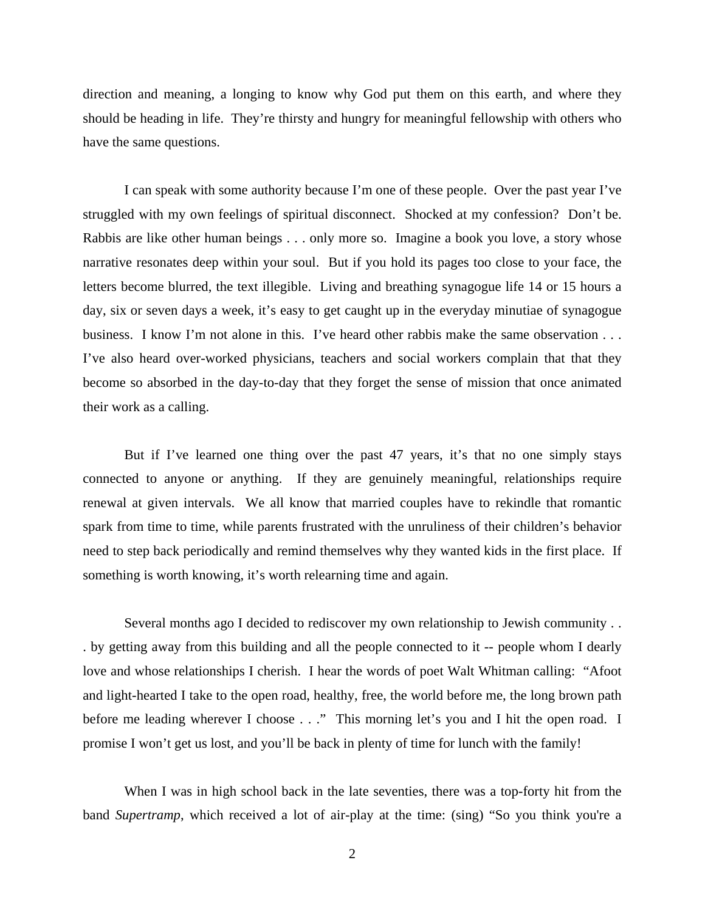direction and meaning, a longing to know why God put them on this earth, and where they should be heading in life. They're thirsty and hungry for meaningful fellowship with others who have the same questions.

I can speak with some authority because I'm one of these people. Over the past year I've struggled with my own feelings of spiritual disconnect. Shocked at my confession? Don't be. Rabbis are like other human beings . . . only more so. Imagine a book you love, a story whose narrative resonates deep within your soul. But if you hold its pages too close to your face, the letters become blurred, the text illegible. Living and breathing synagogue life 14 or 15 hours a day, six or seven days a week, it's easy to get caught up in the everyday minutiae of synagogue business. I know I'm not alone in this. I've heard other rabbis make the same observation . . . I've also heard over-worked physicians, teachers and social workers complain that that they become so absorbed in the day-to-day that they forget the sense of mission that once animated their work as a calling.

But if I've learned one thing over the past 47 years, it's that no one simply stays connected to anyone or anything. If they are genuinely meaningful, relationships require renewal at given intervals. We all know that married couples have to rekindle that romantic spark from time to time, while parents frustrated with the unruliness of their children's behavior need to step back periodically and remind themselves why they wanted kids in the first place. If something is worth knowing, it's worth relearning time and again.

Several months ago I decided to rediscover my own relationship to Jewish community . . . by getting away from this building and all the people connected to it -- people whom I dearly love and whose relationships I cherish. I hear the words of poet Walt Whitman calling: "Afoot and light-hearted I take to the open road, healthy, free, the world before me, the long brown path before me leading wherever I choose . . ." This morning let's you and I hit the open road. I promise I won't get us lost, and you'll be back in plenty of time for lunch with the family!

When I was in high school back in the late seventies, there was a top-forty hit from the band *Supertramp*, which received a lot of air-play at the time: (sing) "So you think you're a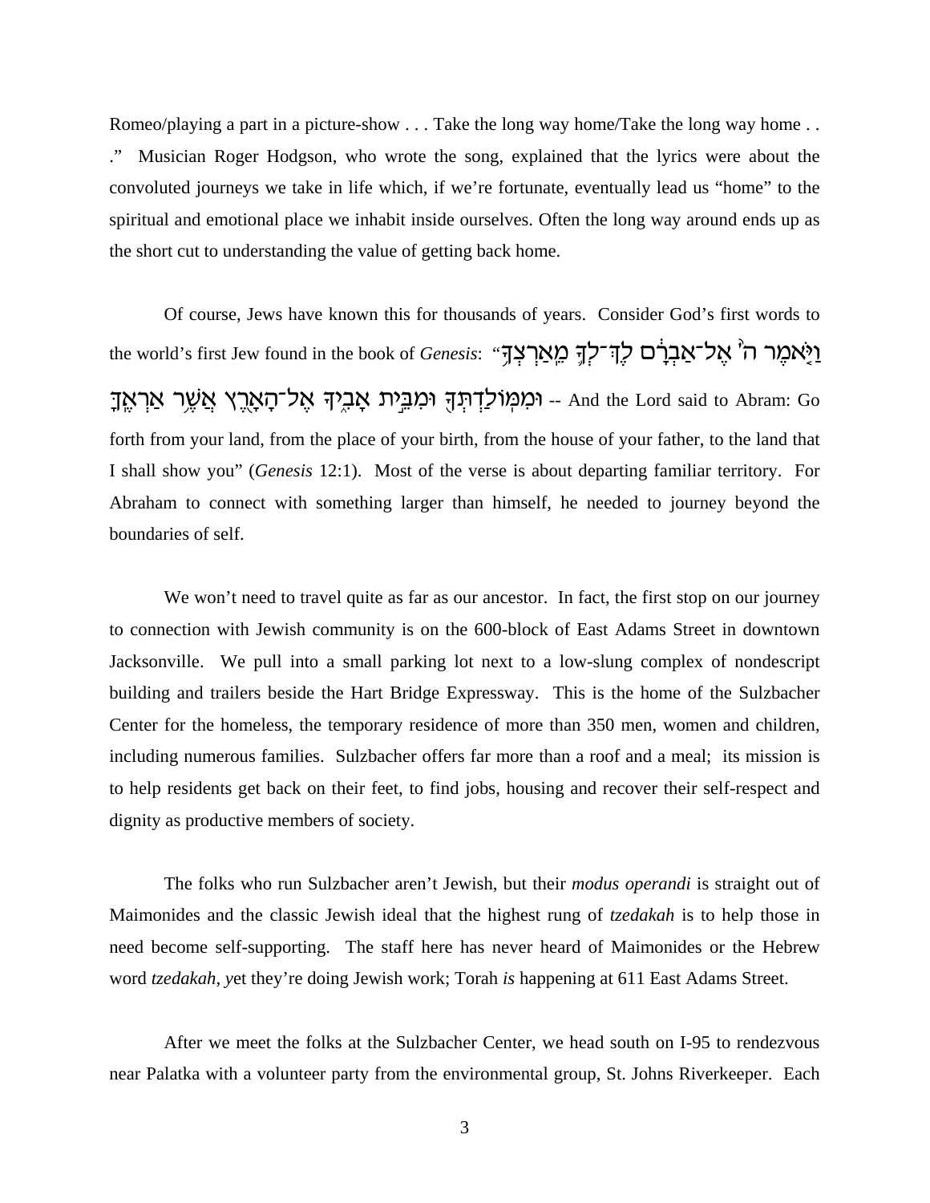Romeo/playing a part in a picture-show . . . Take the long way home/Take the long way home . . ." Musician Roger Hodgson, who wrote the song, explained that the lyrics were about the convoluted journeys we take in life which, if we're fortunate, eventually lead us "home" to the spiritual and emotional place we inhabit inside ourselves. Often the long way around ends up as the short cut to understanding the value of getting back home.

Of course, Jews have known this for thousands of years. Consider God's first words to the world's first Jew found in the book of *Genesis*: "וַיֹּאמֶר ה' אֶל־אַבְרָם לֶךְ־לְךָ מֵאַרְצְךָ וּמִמּוֹלַדְתְּךָ וּמִבֵּית אָבִיךָ אֶל־הָאָרֶץ אֲשֶׁר אַרְאֶךָּ -- And the Lord said to Abram: Go forth from your land, from the place of your birth, from the house of your father, to the land that I shall show you" (*Genesis* 12:1). Most of the verse is about departing familiar territory. For Abraham to connect with something larger than himself, he needed to journey beyond the boundaries of self.

We won't need to travel quite as far as our ancestor. In fact, the first stop on our journey to connection with Jewish community is on the 600-block of East Adams Street in downtown Jacksonville. We pull into a small parking lot next to a low-slung complex of nondescript building and trailers beside the Hart Bridge Expressway. This is the home of the Sulzbacher Center for the homeless, the temporary residence of more than 350 men, women and children, including numerous families. Sulzbacher offers far more than a roof and a meal; its mission is to help residents get back on their feet, to find jobs, housing and recover their self-respect and dignity as productive members of society.

The folks who run Sulzbacher aren't Jewish, but their *modus operandi* is straight out of Maimonides and the classic Jewish ideal that the highest rung of *tzedakah* is to help those in need become self-supporting. The staff here has never heard of Maimonides or the Hebrew word *tzedakah, y*et they're doing Jewish work; Torah *is* happening at 611 East Adams Street.

After we meet the folks at the Sulzbacher Center, we head south on I-95 to rendezvous near Palatka with a volunteer party from the environmental group, St. Johns Riverkeeper. Each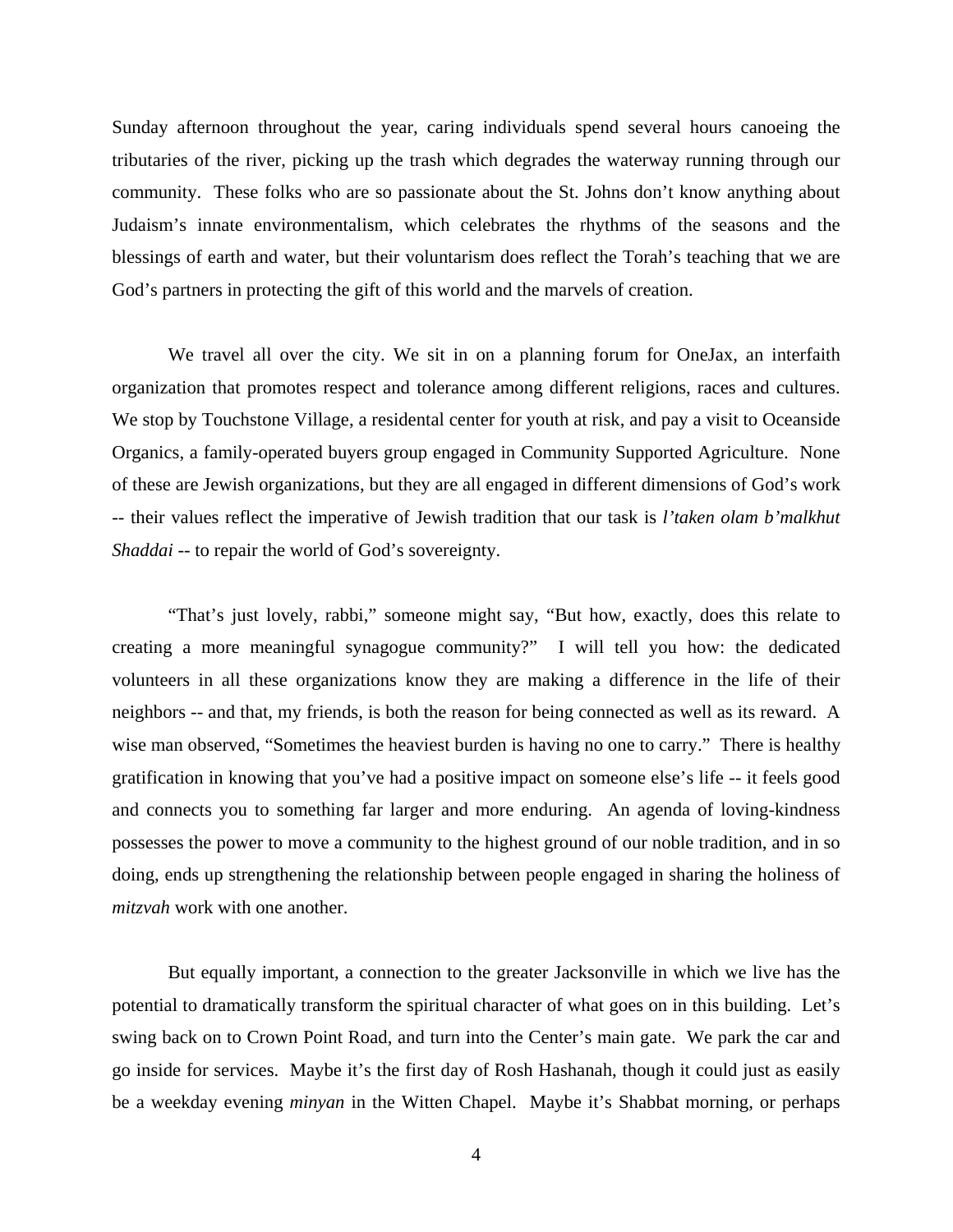Sunday afternoon throughout the year, caring individuals spend several hours canoeing the tributaries of the river, picking up the trash which degrades the waterway running through our community. These folks who are so passionate about the St. Johns don't know anything about Judaism's innate environmentalism, which celebrates the rhythms of the seasons and the blessings of earth and water, but their voluntarism does reflect the Torah's teaching that we are God's partners in protecting the gift of this world and the marvels of creation.

We travel all over the city. We sit in on a planning forum for OneJax, an interfaith organization that promotes respect and tolerance among different religions, races and cultures. We stop by Touchstone Village, a residental center for youth at risk, and pay a visit to Oceanside Organics, a family-operated buyers group engaged in Community Supported Agriculture. None of these are Jewish organizations, but they are all engaged in different dimensions of God's work -- their values reflect the imperative of Jewish tradition that our task is *l'taken olam b'malkhut Shaddai* -- to repair the world of God's sovereignty.

"That's just lovely, rabbi," someone might say, "But how, exactly, does this relate to creating a more meaningful synagogue community?" I will tell you how: the dedicated volunteers in all these organizations know they are making a difference in the life of their neighbors -- and that, my friends, is both the reason for being connected as well as its reward. A wise man observed, "Sometimes the heaviest burden is having no one to carry." There is healthy gratification in knowing that you've had a positive impact on someone else's life -- it feels good and connects you to something far larger and more enduring. An agenda of loving-kindness possesses the power to move a community to the highest ground of our noble tradition, and in so doing, ends up strengthening the relationship between people engaged in sharing the holiness of *mitzvah* work with one another.

But equally important, a connection to the greater Jacksonville in which we live has the potential to dramatically transform the spiritual character of what goes on in this building. Let's swing back on to Crown Point Road, and turn into the Center's main gate. We park the car and go inside for services. Maybe it's the first day of Rosh Hashanah, though it could just as easily be a weekday evening *minyan* in the Witten Chapel. Maybe it's Shabbat morning, or perhaps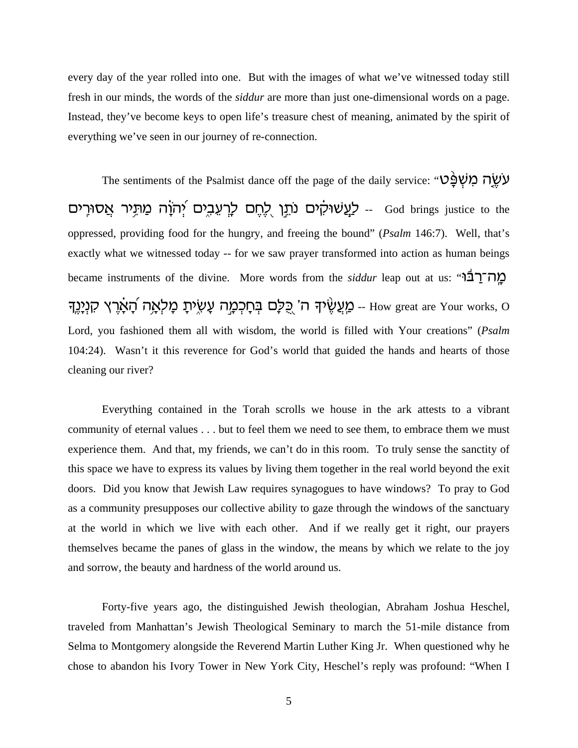every day of the year rolled into one. But with the images of what we've witnessed today still fresh in our minds, the words of the *siddur* are more than just one-dimensional words on a page. Instead, they've become keys to open life's treasure chest of meaning, animated by the spirit of everything we've seen in our journey of re-connection.

The sentiments of the Psalmist dance off the page of the daily service: "עֹשֶׂה מִשְׁפָּט לָעֲשׁוּקִים נֹתֵן לֶחֶם לָרְעֵבִים יְהֹוָה מַתִּיר אֲסוּרִים -- God brings justice to the oppressed, providing food for the hungry, and freeing the bound" (*Psalm* 146:7). Well, that's exactly what we witnessed today -- for we saw prayer transformed into action as human beings became instruments of the divine. More words from the *siddur* leap out at us: "מָה־רַבּוּ מַעֲשֶׂיךָ ה' כֻּלָּם בְּחָכְמָה עָשִׂיתָ מָלְאָה הָאָרֶץ קִנְיָנֶךָ -- How great are Your works, O Lord, you fashioned them all with wisdom, the world is filled with Your creations" (*Psalm* 104:24). Wasn't it this reverence for God's world that guided the hands and hearts of those cleaning our river?

Everything contained in the Torah scrolls we house in the ark attests to a vibrant community of eternal values . . . but to feel them we need to see them, to embrace them we must experience them. And that, my friends, we can't do in this room. To truly sense the sanctity of this space we have to express its values by living them together in the real world beyond the exit doors. Did you know that Jewish Law requires synagogues to have windows? To pray to God as a community presupposes our collective ability to gaze through the windows of the sanctuary at the world in which we live with each other. And if we really get it right, our prayers themselves became the panes of glass in the window, the means by which we relate to the joy and sorrow, the beauty and hardness of the world around us.

Forty-five years ago, the distinguished Jewish theologian, Abraham Joshua Heschel, traveled from Manhattan's Jewish Theological Seminary to march the 51-mile distance from Selma to Montgomery alongside the Reverend Martin Luther King Jr. When questioned why he chose to abandon his Ivory Tower in New York City, Heschel's reply was profound: "When I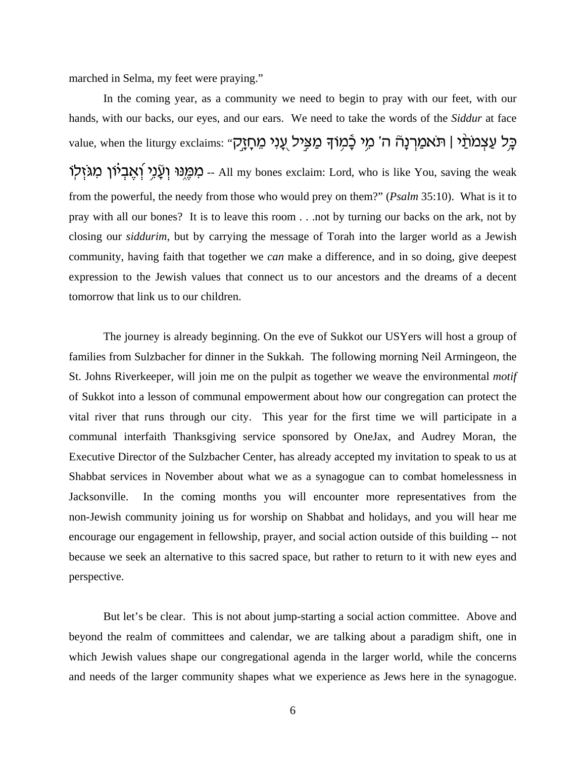marched in Selma, my feet were praying."

In the coming year, as a community we need to begin to pray with our feet, with our hands, with our backs, our eyes, and our ears. We need to take the words of the *Siddur* at face value, when the liturgy exclaims: "כָּל עַצְמֹתַי | תֹּאמַרְנָה ה' מִי כָמוֹךָ מַצִּיל עָנִי מֵחָזָק מִמֶּנּוּ וְעָנִי וְאֶבְיוֹן מִגֹּזְלוֹ -- All my bones exclaim: Lord, who is like You, saving the weak from the powerful, the needy from those who would prey on them?" (*Psalm* 35:10). What is it to pray with all our bones? It is to leave this room . . .not by turning our backs on the ark, not by closing our *siddurim*, but by carrying the message of Torah into the larger world as a Jewish community, having faith that together we *can* make a difference, and in so doing, give deepest expression to the Jewish values that connect us to our ancestors and the dreams of a decent tomorrow that link us to our children.

The journey is already beginning. On the eve of Sukkot our USYers will host a group of families from Sulzbacher for dinner in the Sukkah. The following morning Neil Armingeon, the St. Johns Riverkeeper, will join me on the pulpit as together we weave the environmental *motif* of Sukkot into a lesson of communal empowerment about how our congregation can protect the vital river that runs through our city. This year for the first time we will participate in a communal interfaith Thanksgiving service sponsored by OneJax, and Audrey Moran, the Executive Director of the Sulzbacher Center, has already accepted my invitation to speak to us at Shabbat services in November about what we as a synagogue can to combat homelessness in Jacksonville. In the coming months you will encounter more representatives from the non-Jewish community joining us for worship on Shabbat and holidays, and you will hear me encourage our engagement in fellowship, prayer, and social action outside of this building -- not because we seek an alternative to this sacred space, but rather to return to it with new eyes and perspective.

But let's be clear. This is not about jump-starting a social action committee. Above and beyond the realm of committees and calendar, we are talking about a paradigm shift, one in which Jewish values shape our congregational agenda in the larger world, while the concerns and needs of the larger community shapes what we experience as Jews here in the synagogue.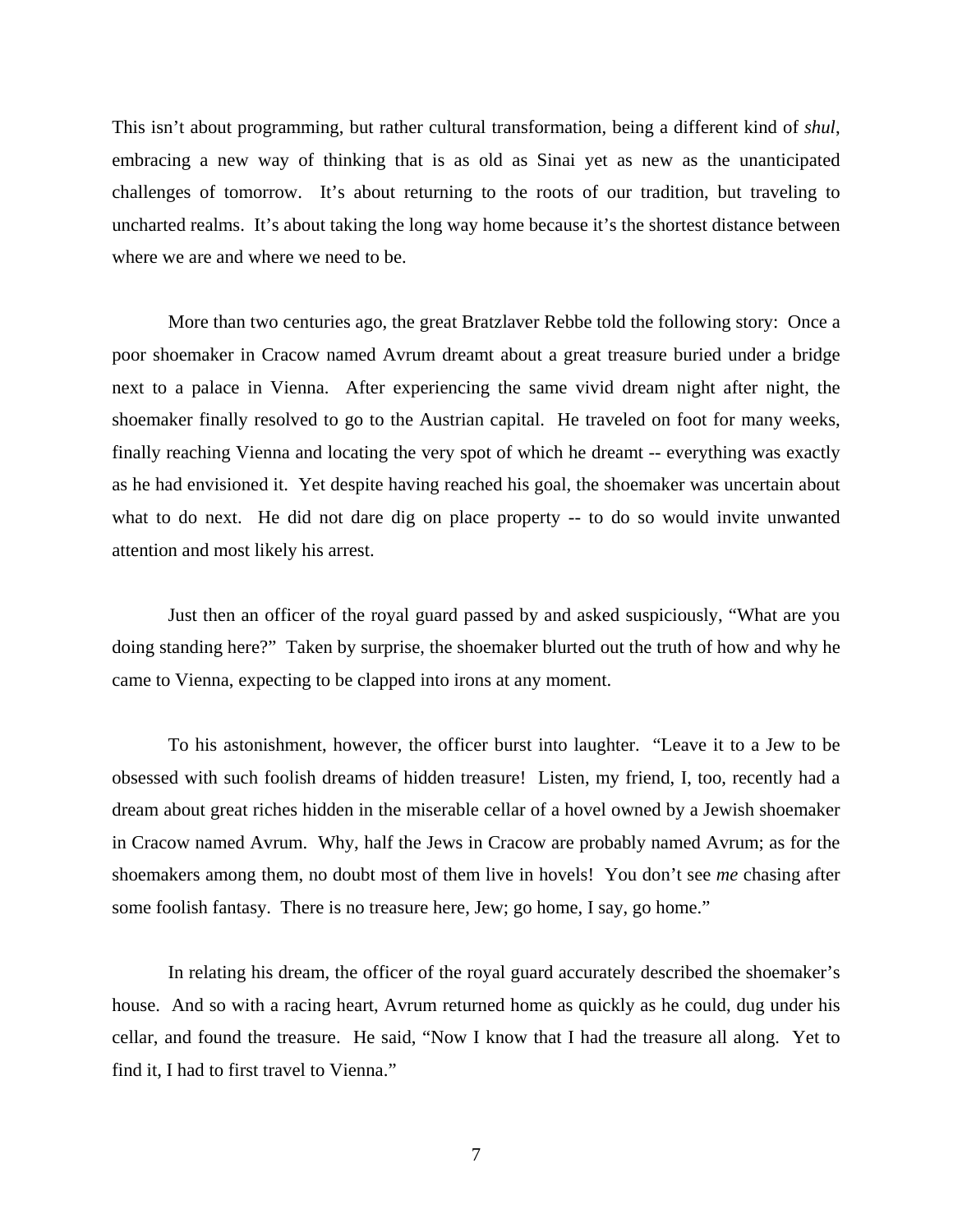This isn't about programming, but rather cultural transformation, being a different kind of *shul*, embracing a new way of thinking that is as old as Sinai yet as new as the unanticipated challenges of tomorrow. It's about returning to the roots of our tradition, but traveling to uncharted realms. It's about taking the long way home because it's the shortest distance between where we are and where we need to be.

More than two centuries ago, the great Bratzlaver Rebbe told the following story: Once a poor shoemaker in Cracow named Avrum dreamt about a great treasure buried under a bridge next to a palace in Vienna. After experiencing the same vivid dream night after night, the shoemaker finally resolved to go to the Austrian capital. He traveled on foot for many weeks, finally reaching Vienna and locating the very spot of which he dreamt -- everything was exactly as he had envisioned it. Yet despite having reached his goal, the shoemaker was uncertain about what to do next. He did not dare dig on place property -- to do so would invite unwanted attention and most likely his arrest.

Just then an officer of the royal guard passed by and asked suspiciously, "What are you doing standing here?" Taken by surprise, the shoemaker blurted out the truth of how and why he came to Vienna, expecting to be clapped into irons at any moment.

To his astonishment, however, the officer burst into laughter. "Leave it to a Jew to be obsessed with such foolish dreams of hidden treasure! Listen, my friend, I, too, recently had a dream about great riches hidden in the miserable cellar of a hovel owned by a Jewish shoemaker in Cracow named Avrum. Why, half the Jews in Cracow are probably named Avrum; as for the shoemakers among them, no doubt most of them live in hovels! You don't see *me* chasing after some foolish fantasy. There is no treasure here, Jew; go home, I say, go home."

In relating his dream, the officer of the royal guard accurately described the shoemaker's house. And so with a racing heart, Avrum returned home as quickly as he could, dug under his cellar, and found the treasure. He said, "Now I know that I had the treasure all along. Yet to find it, I had to first travel to Vienna."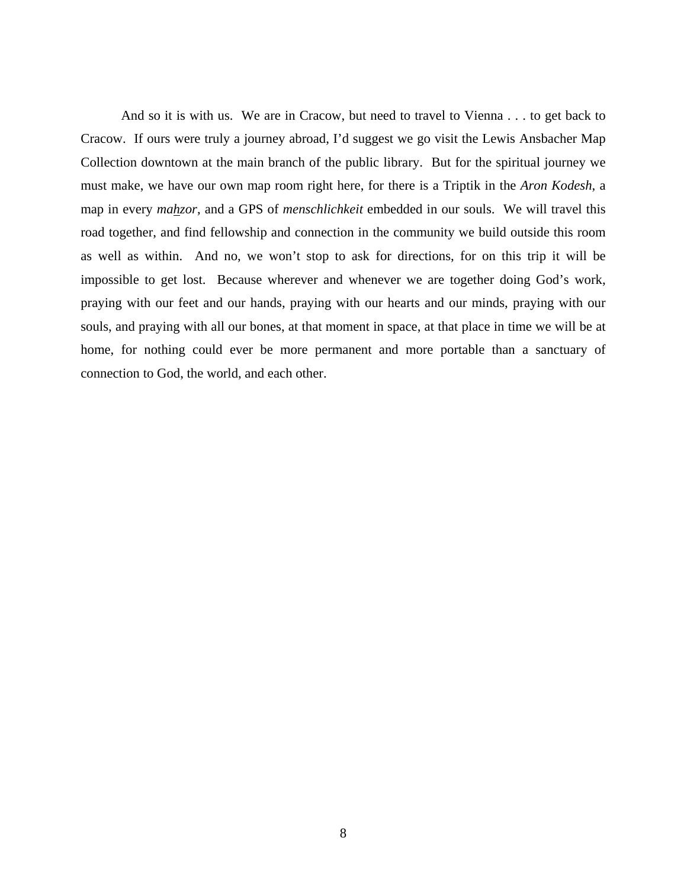And so it is with us. We are in Cracow, but need to travel to Vienna . . . to get back to Cracow. If ours were truly a journey abroad, I'd suggest we go visit the Lewis Ansbacher Map Collection downtown at the main branch of the public library. But for the spiritual journey we must make, we have our own map room right here, for there is a Triptik in the *Aron Kodesh*, a map in every *mahzor*, and a GPS of *menschlichkeit* embedded in our souls. We will travel this road together, and find fellowship and connection in the community we build outside this room as well as within. And no, we won't stop to ask for directions, for on this trip it will be impossible to get lost. Because wherever and whenever we are together doing God's work, praying with our feet and our hands, praying with our hearts and our minds, praying with our souls, and praying with all our bones, at that moment in space, at that place in time we will be at home, for nothing could ever be more permanent and more portable than a sanctuary of connection to God, the world, and each other.